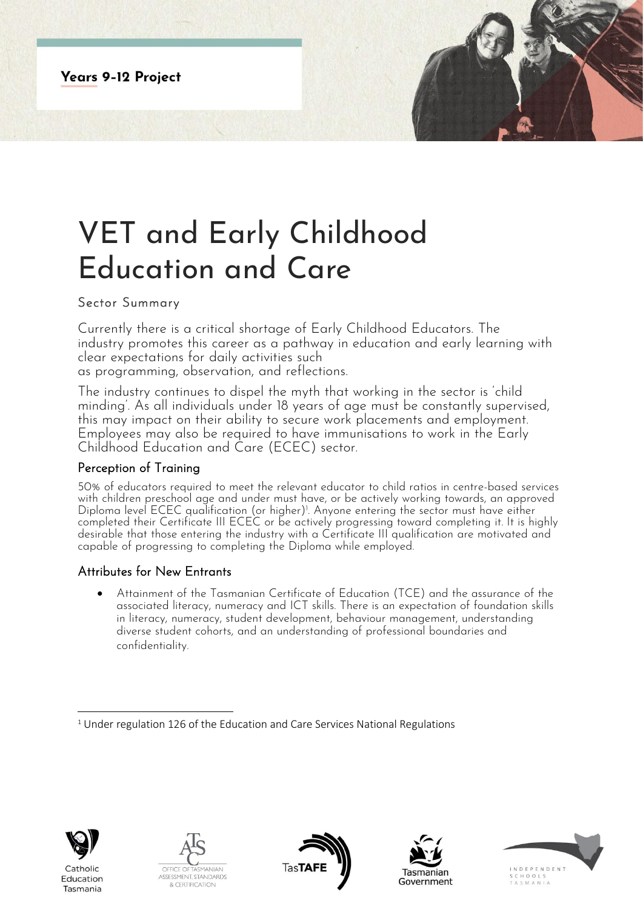**Years 9-12 Project**

# VET and Early Childhood Education and Care

Sector Summary

Currently there is a critical shortage of Early Childhood Educators. The industry promotes this career as a pathway in education and early learning with clear expectations for daily activities such as programming, observation, and reflections.

The industry continues to dispel the myth that working in the sector is 'child minding'. As all individuals under 18 years of age must be constantly supervised, this may impact on their ability to secure work placements and employment. Employees may also be required to have immunisations to work in the Early Childhood Education and Care (ECEC) sector.

## Perception of Training

50% of educators required to meet the relevant educator to child ratios in centre-based services with children preschool age and under must have, or be actively working towards, an approved Diploma level ECEC qualification (or higher)[1]. Anyone entering the sector must have either completed their Certificate III ECEC or be actively progressing toward completing it. It is highly desirable that those entering the industry with a Certificate III qualification are motivated and capable of progressing to completing the Diploma while employed.

## Attributes for New Entrants

- Attainment of the Tasmanian Certificate of Education (TCE) and the assurance of the associated literacy, numeracy and ICT skills. There is an expectation of foundation skills in literacy, numeracy, student development, behaviour management, understanding diverse student cohorts, and an understanding of professional boundaries and confidentiality.

[1] Under regulation 126 of the Education and Care Services National Regulations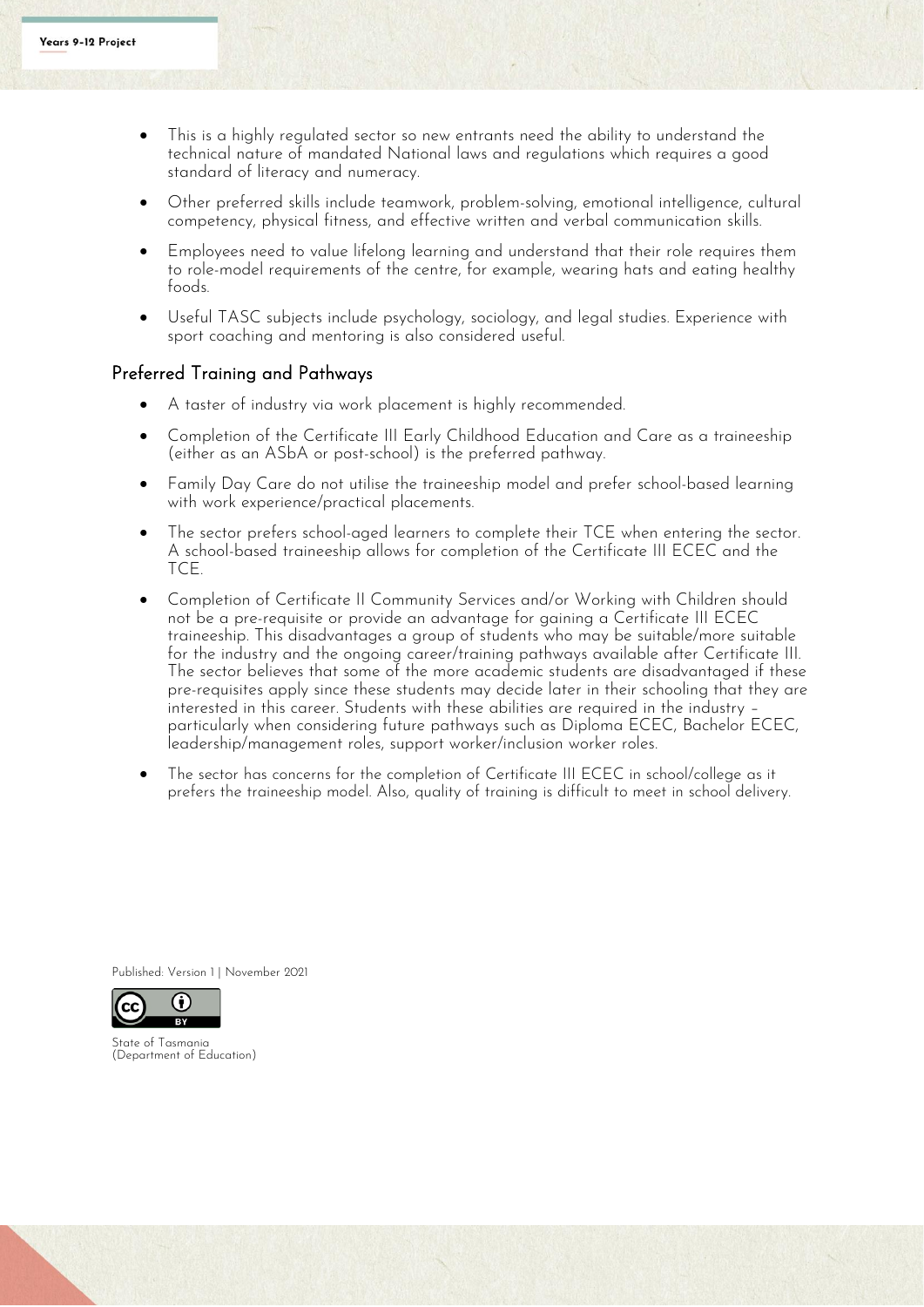- This is a highly regulated sector so new entrants need the ability to understand the technical nature of mandated National laws and regulations which requires a good standard of literacy and numeracy.
- Other preferred skills include teamwork, problem-solving, emotional intelligence, cultural competency, physical fitness, and effective written and verbal communication skills.
- Employees need to value lifelong learning and understand that their role requires them to role-model requirements of the centre, for example, wearing hats and eating healthy foods.
- Useful TASC subjects include psychology, sociology, and legal studies. Experience with sport coaching and mentoring is also considered useful.

## Preferred Training and Pathways

- A taster of industry via work placement is highly recommended.
- Completion of the Certificate III Early Childhood Education and Care as a traineeship (either as an ASbA or post-school) is the preferred pathway.
- Family Day Care do not utilise the traineeship model and prefer school-based learning with work experience/practical placements.
- The sector prefers school-aged learners to complete their TCE when entering the sector. A school-based traineeship allows for completion of the Certificate III ECEC and the TCE.
- Completion of Certificate II Community Services and/or Working with Children should not be a pre-requisite or provide an advantage for gaining a Certificate III ECEC traineeship. This disadvantages a group of students who may be suitable/more suitable for the industry and the ongoing career/training pathways available after Certificate III. The sector believes that some of the more academic students are disadvantaged if these pre-requisites apply since these students may decide later in their schooling that they are interested in this career. Students with these abilities are required in the industry – particularly when considering future pathways such as Diploma ECEC, Bachelor ECEC, leadership/management roles, support worker/inclusion worker roles.
- The sector has concerns for the completion of Certificate III ECEC in school/college as it prefers the traineeship model. Also, quality of training is difficult to meet in school delivery.

Published: Version 1 | November 2021

State of Tasmania
(Department of Education)